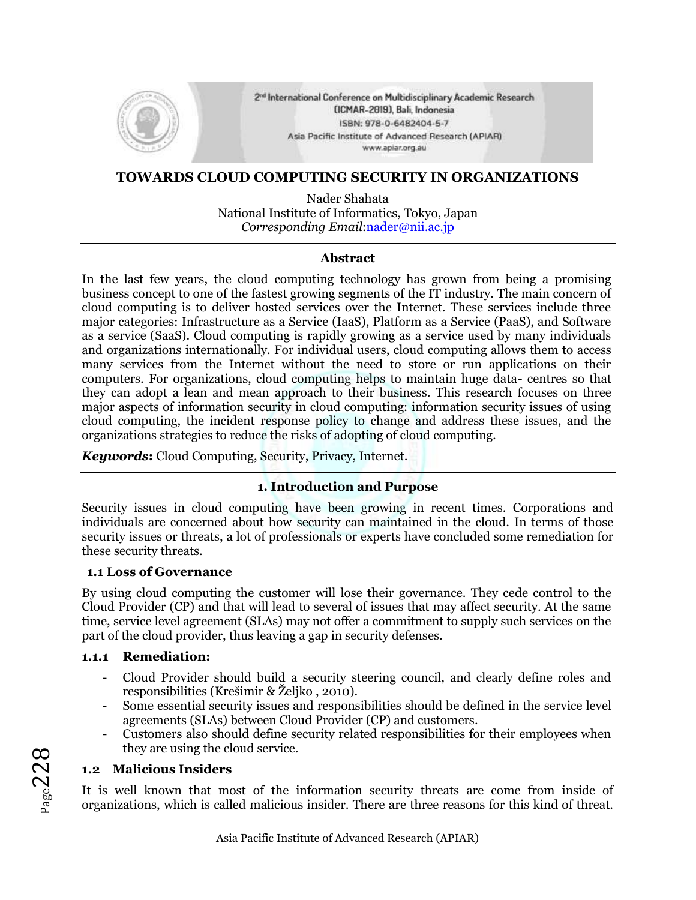# TOWARDS CLOUD COMPUTING SECURITY IN ORGANIZATIONS

Nader Shahata
National Institute of Informatics, Tokyo, Japan
*Corresponding Email*:nader@nii.ac.jp

## Abstract

In the last few years, the cloud computing technology has grown from being a promising business concept to one of the fastest growing segments of the IT industry. The main concern of cloud computing is to deliver hosted services over the Internet. These services include three major categories: Infrastructure as a Service (IaaS), Platform as a Service (PaaS), and Software as a service (SaaS). Cloud computing is rapidly growing as a service used by many individuals and organizations internationally. For individual users, cloud computing allows them to access many services from the Internet without the need to store or run applications on their computers. For organizations, cloud computing helps to maintain huge data- centres so that they can adopt a lean and mean approach to their business. This research focuses on three major aspects of information security in cloud computing: information security issues of using cloud computing, the incident response policy to change and address these issues, and the organizations strategies to reduce the risks of adopting of cloud computing.

***Keywords*:** Cloud Computing, Security, Privacy, Internet.

## 1. Introduction and Purpose

Security issues in cloud computing have been growing in recent times. Corporations and individuals are concerned about how security can maintained in the cloud. In terms of those security issues or threats, a lot of professionals or experts have concluded some remediation for these security threats.

### 1.1 Loss of Governance

By using cloud computing the customer will lose their governance. They cede control to the Cloud Provider (CP) and that will lead to several of issues that may affect security. At the same time, service level agreement (SLAs) may not offer a commitment to supply such services on the part of the cloud provider, thus leaving a gap in security defenses.

#### 1.1.1 Remediation:

- Cloud Provider should build a security steering council, and clearly define roles and responsibilities (Krešimir & Željko , 2010).
- Some essential security issues and responsibilities should be defined in the service level agreements (SLAs) between Cloud Provider (CP) and customers.
- Customers also should define security related responsibilities for their employees when they are using the cloud service.

### 1.2 Malicious Insiders

It is well known that most of the information security threats are come from inside of organizations, which is called malicious insider. There are three reasons for this kind of threat.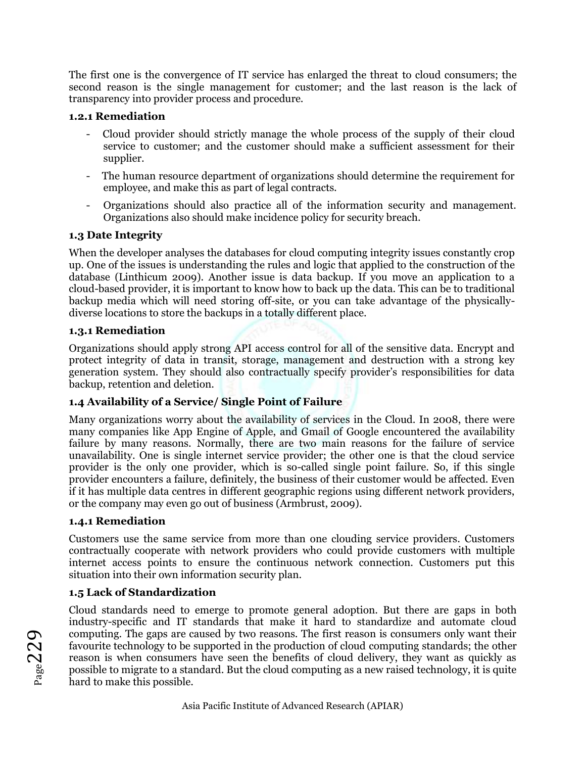The first one is the convergence of IT service has enlarged the threat to cloud consumers; the second reason is the single management for customer; and the last reason is the lack of transparency into provider process and procedure.

#### 1.2.1 Remediation

- Cloud provider should strictly manage the whole process of the supply of their cloud service to customer; and the customer should make a sufficient assessment for their supplier.
- The human resource department of organizations should determine the requirement for employee, and make this as part of legal contracts.
- Organizations should also practice all of the information security and management. Organizations also should make incidence policy for security breach.

### 1.3 Date Integrity

When the developer analyses the databases for cloud computing integrity issues constantly crop up. One of the issues is understanding the rules and logic that applied to the construction of the database (Linthicum 2009). Another issue is data backup. If you move an application to a cloud-based provider, it is important to know how to back up the data. This can be to traditional backup media which will need storing off-site, or you can take advantage of the physically-diverse locations to store the backups in a totally different place.

#### 1.3.1 Remediation

Organizations should apply strong API access control for all of the sensitive data. Encrypt and protect integrity of data in transit, storage, management and destruction with a strong key generation system. They should also contractually specify provider's responsibilities for data backup, retention and deletion.

### 1.4 Availability of a Service/ Single Point of Failure

Many organizations worry about the availability of services in the Cloud. In 2008, there were many companies like App Engine of Apple, and Gmail of Google encountered the availability failure by many reasons. Normally, there are two main reasons for the failure of service unavailability. One is single internet service provider; the other one is that the cloud service provider is the only one provider, which is so-called single point failure. So, if this single provider encounters a failure, definitely, the business of their customer would be affected. Even if it has multiple data centres in different geographic regions using different network providers, or the company may even go out of business (Armbrust, 2009).

#### 1.4.1 Remediation

Customers use the same service from more than one clouding service providers. Customers contractually cooperate with network providers who could provide customers with multiple internet access points to ensure the continuous network connection. Customers put this situation into their own information security plan.

### 1.5 Lack of Standardization

Cloud standards need to emerge to promote general adoption. But there are gaps in both industry-specific and IT standards that make it hard to standardize and automate cloud computing. The gaps are caused by two reasons. The first reason is consumers only want their favourite technology to be supported in the production of cloud computing standards; the other reason is when consumers have seen the benefits of cloud delivery, they want as quickly as possible to migrate to a standard. But the cloud computing as a new raised technology, it is quite hard to make this possible.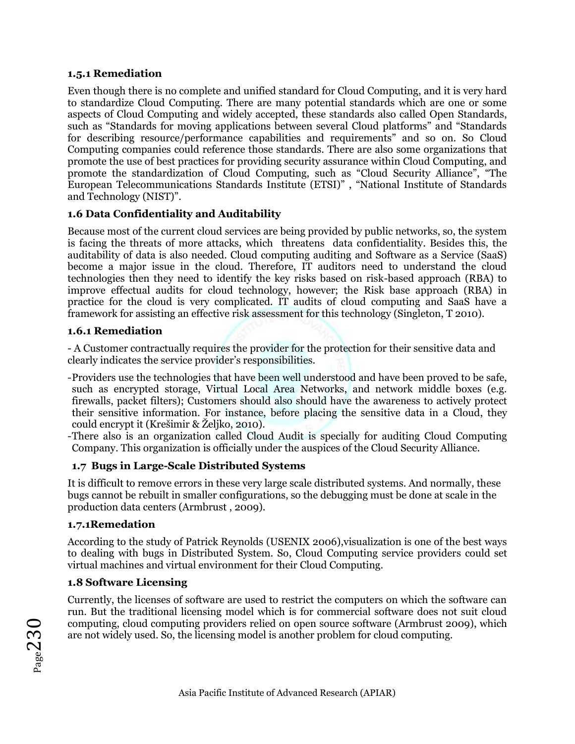### 1.5.1 Remediation

Even though there is no complete and unified standard for Cloud Computing, and it is very hard to standardize Cloud Computing. There are many potential standards which are one or some aspects of Cloud Computing and widely accepted, these standards also called Open Standards, such as "Standards for moving applications between several Cloud platforms" and "Standards for describing resource/performance capabilities and requirements" and so on. So Cloud Computing companies could reference those standards. There are also some organizations that promote the use of best practices for providing security assurance within Cloud Computing, and promote the standardization of Cloud Computing, such as "Cloud Security Alliance", "The European Telecommunications Standards Institute (ETSI)" , "National Institute of Standards and Technology (NIST)".

## 1.6 Data Confidentiality and Auditability

Because most of the current cloud services are being provided by public networks, so, the system is facing the threats of more attacks, which threatens data confidentiality. Besides this, the auditability of data is also needed. Cloud computing auditing and Software as a Service (SaaS) become a major issue in the cloud. Therefore, IT auditors need to understand the cloud technologies then they need to identify the key risks based on risk-based approach (RBA) to improve effectual audits for cloud technology, however; the Risk base approach (RBA) in practice for the cloud is very complicated. IT audits of cloud computing and SaaS have a framework for assisting an effective risk assessment for this technology (Singleton, T 2010).

### 1.6.1 Remediation

- A Customer contractually requires the provider for the protection for their sensitive data and clearly indicates the service provider's responsibilities.
- Providers use the technologies that have been well understood and have been proved to be safe, such as encrypted storage, Virtual Local Area Networks, and network middle boxes (e.g. firewalls, packet filters); Customers should also should have the awareness to actively protect their sensitive information. For instance, before placing the sensitive data in a Cloud, they could encrypt it (Krešimir & Željko, 2010).
- There also is an organization called Cloud Audit is specially for auditing Cloud Computing Company. This organization is officially under the auspices of the Cloud Security Alliance.

## 1.7 Bugs in Large-Scale Distributed Systems

It is difficult to remove errors in these very large scale distributed systems. And normally, these bugs cannot be rebuilt in smaller configurations, so the debugging must be done at scale in the production data centers (Armbrust , 2009).

### 1.7.1Remedation

According to the study of Patrick Reynolds (USENIX 2006),visualization is one of the best ways to dealing with bugs in Distributed System. So, Cloud Computing service providers could set virtual machines and virtual environment for their Cloud Computing.

## 1.8 Software Licensing

Currently, the licenses of software are used to restrict the computers on which the software can run. But the traditional licensing model which is for commercial software does not suit cloud computing, cloud computing providers relied on open source software (Armbrust 2009), which are not widely used. So, the licensing model is another problem for cloud computing.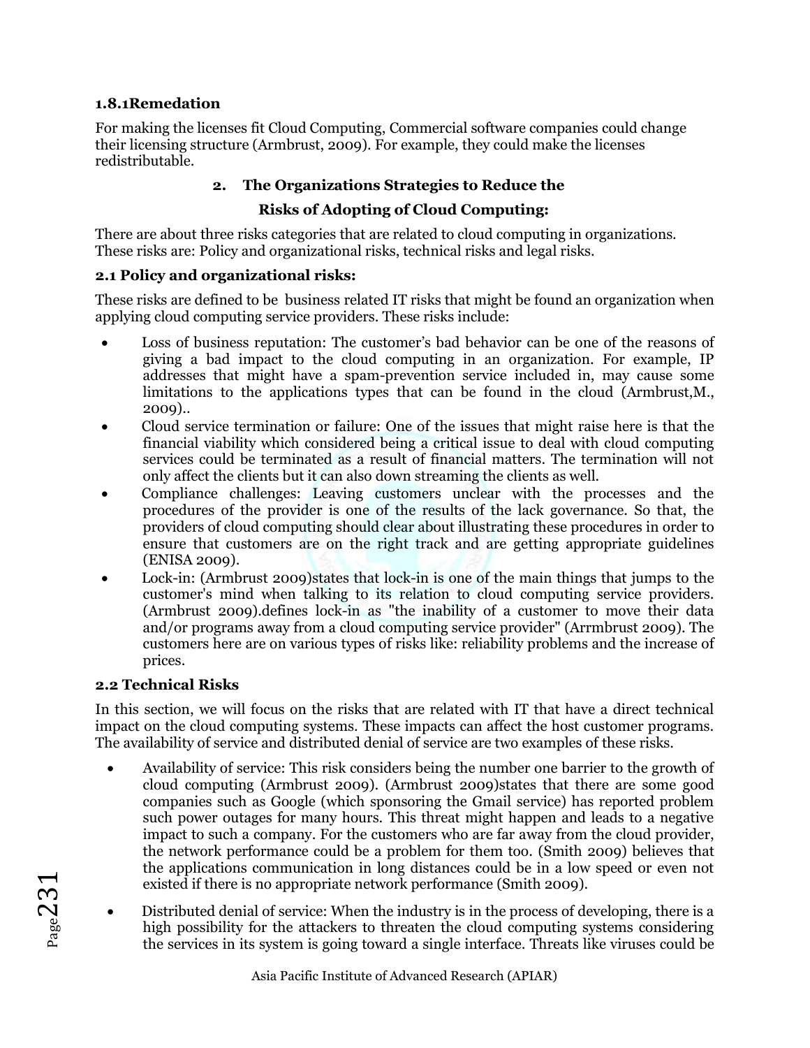### 1.8.1Remedation

For making the licenses fit Cloud Computing, Commercial software companies could change their licensing structure (Armbrust, 2009). For example, they could make the licenses redistributable.

## 2. The Organizations Strategies to Reduce the Risks of Adopting of Cloud Computing:

There are about three risks categories that are related to cloud computing in organizations. These risks are: Policy and organizational risks, technical risks and legal risks.

### 2.1 Policy and organizational risks:

These risks are defined to be business related IT risks that might be found an organization when applying cloud computing service providers. These risks include:

- Loss of business reputation: The customer's bad behavior can be one of the reasons of giving a bad impact to the cloud computing in an organization. For example, IP addresses that might have a spam-prevention service included in, may cause some limitations to the applications types that can be found in the cloud (Armbrust,M., 2009)..
- Cloud service termination or failure: One of the issues that might raise here is that the financial viability which considered being a critical issue to deal with cloud computing services could be terminated as a result of financial matters. The termination will not only affect the clients but it can also down streaming the clients as well.
- Compliance challenges: Leaving customers unclear with the processes and the procedures of the provider is one of the results of the lack governance. So that, the providers of cloud computing should clear about illustrating these procedures in order to ensure that customers are on the right track and are getting appropriate guidelines (ENISA 2009).
- Lock-in: (Armbrust 2009)states that lock-in is one of the main things that jumps to the customer's mind when talking to its relation to cloud computing service providers. (Armbrust 2009).defines lock-in as "the inability of a customer to move their data and/or programs away from a cloud computing service provider" (Arrmbrust 2009). The customers here are on various types of risks like: reliability problems and the increase of prices.

### 2.2 Technical Risks

In this section, we will focus on the risks that are related with IT that have a direct technical impact on the cloud computing systems. These impacts can affect the host customer programs. The availability of service and distributed denial of service are two examples of these risks.

- Availability of service: This risk considers being the number one barrier to the growth of cloud computing (Armbrust 2009). (Armbrust 2009)states that there are some good companies such as Google (which sponsoring the Gmail service) has reported problem such power outages for many hours. This threat might happen and leads to a negative impact to such a company. For the customers who are far away from the cloud provider, the network performance could be a problem for them too. (Smith 2009) believes that the applications communication in long distances could be in a low speed or even not existed if there is no appropriate network performance (Smith 2009).
- Distributed denial of service: When the industry is in the process of developing, there is a high possibility for the attackers to threaten the cloud computing systems considering the services in its system is going toward a single interface. Threats like viruses could be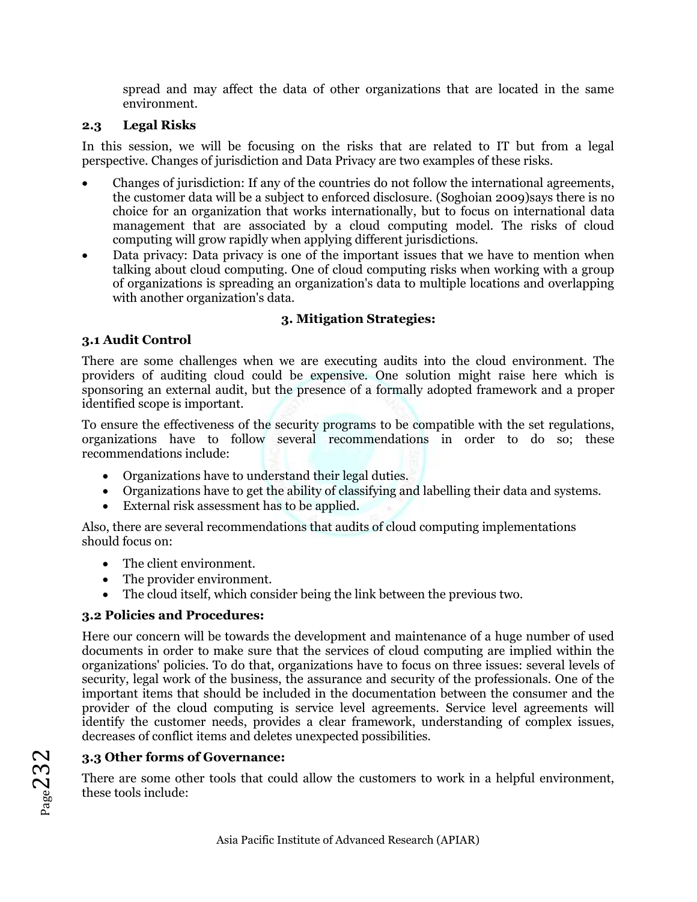spread and may affect the data of other organizations that are located in the same environment.

### 2.3 Legal Risks

In this session, we will be focusing on the risks that are related to IT but from a legal perspective. Changes of jurisdiction and Data Privacy are two examples of these risks.

- Changes of jurisdiction: If any of the countries do not follow the international agreements, the customer data will be a subject to enforced disclosure. (Soghoian 2009)says there is no choice for an organization that works internationally, but to focus on international data management that are associated by a cloud computing model. The risks of cloud computing will grow rapidly when applying different jurisdictions.
- Data privacy: Data privacy is one of the important issues that we have to mention when talking about cloud computing. One of cloud computing risks when working with a group of organizations is spreading an organization's data to multiple locations and overlapping with another organization's data.

## 3. Mitigation Strategies:

### 3.1 Audit Control

There are some challenges when we are executing audits into the cloud environment. The providers of auditing cloud could be expensive. One solution might raise here which is sponsoring an external audit, but the presence of a formally adopted framework and a proper identified scope is important.

To ensure the effectiveness of the security programs to be compatible with the set regulations, organizations have to follow several recommendations in order to do so; these recommendations include:

- Organizations have to understand their legal duties.
- Organizations have to get the ability of classifying and labelling their data and systems.
- External risk assessment has to be applied.

Also, there are several recommendations that audits of cloud computing implementations should focus on:

- The client environment.
- The provider environment.
- The cloud itself, which consider being the link between the previous two.

### 3.2 Policies and Procedures:

Here our concern will be towards the development and maintenance of a huge number of used documents in order to make sure that the services of cloud computing are implied within the organizations' policies. To do that, organizations have to focus on three issues: several levels of security, legal work of the business, the assurance and security of the professionals. One of the important items that should be included in the documentation between the consumer and the provider of the cloud computing is service level agreements. Service level agreements will identify the customer needs, provides a clear framework, understanding of complex issues, decreases of conflict items and deletes unexpected possibilities.

### 3.3 Other forms of Governance:

There are some other tools that could allow the customers to work in a helpful environment, these tools include: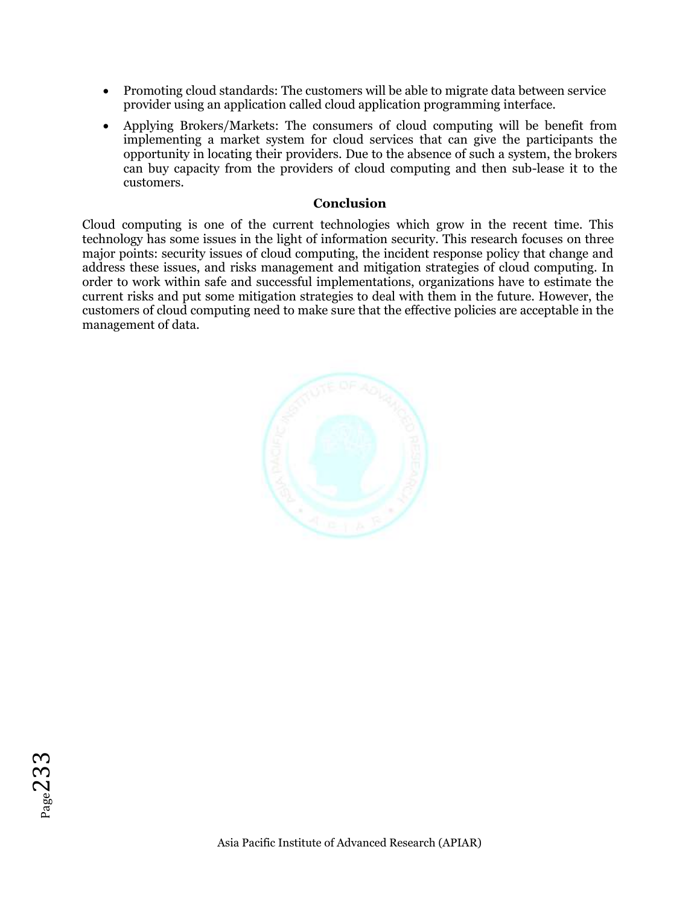- Promoting cloud standards: The customers will be able to migrate data between service provider using an application called cloud application programming interface.
- Applying Brokers/Markets: The consumers of cloud computing will be benefit from implementing a market system for cloud services that can give the participants the opportunity in locating their providers. Due to the absence of such a system, the brokers can buy capacity from the providers of cloud computing and then sub-lease it to the customers.

## Conclusion

Cloud computing is one of the current technologies which grow in the recent time. This technology has some issues in the light of information security. This research focuses on three major points: security issues of cloud computing, the incident response policy that change and address these issues, and risks management and mitigation strategies of cloud computing. In order to work within safe and successful implementations, organizations have to estimate the current risks and put some mitigation strategies to deal with them in the future. However, the customers of cloud computing need to make sure that the effective policies are acceptable in the management of data.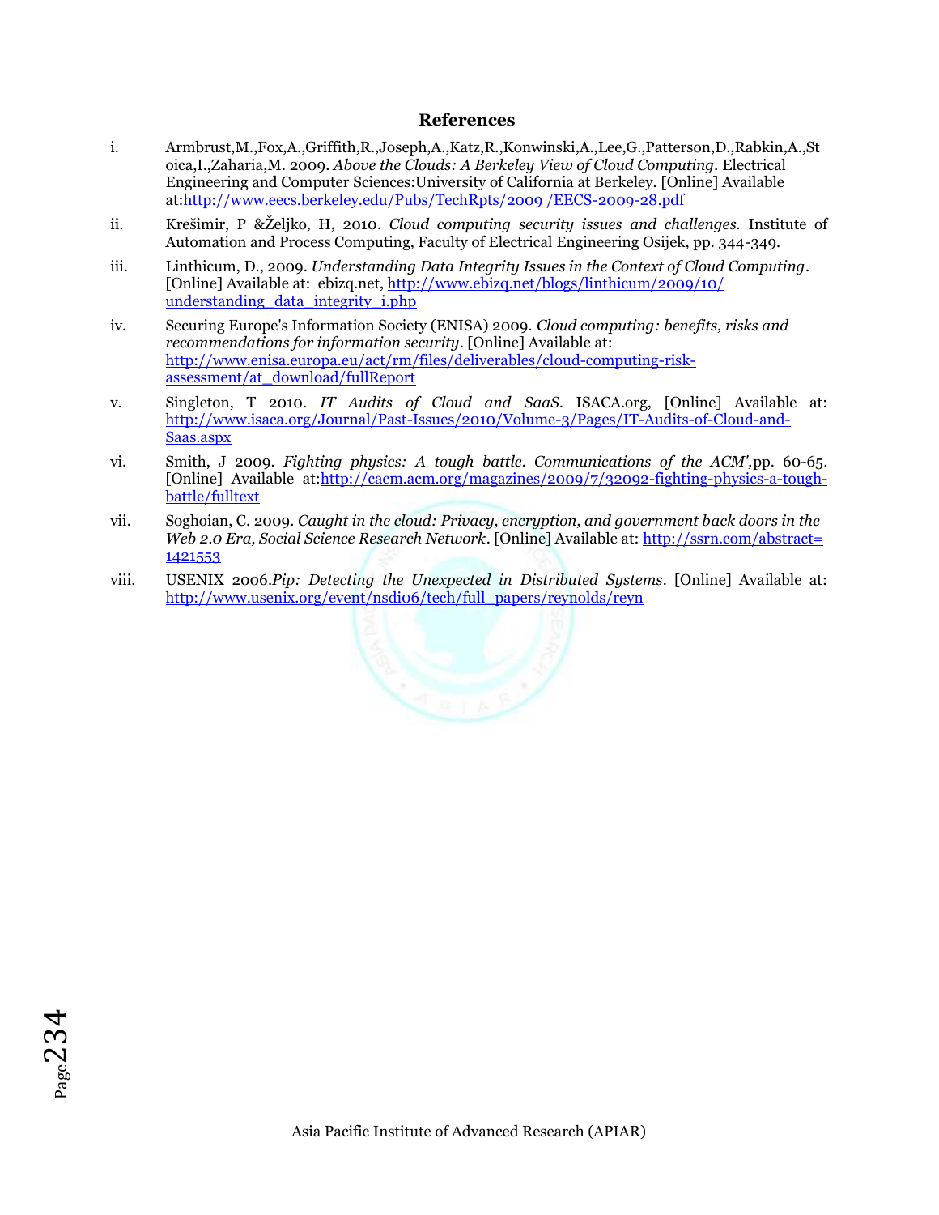## References

i. Armbrust,M.,Fox,A.,Griffith,R.,Joseph,A.,Katz,R.,Konwinski,A.,Lee,G.,Patterson,D.,Rabkin,A.,Stoica,I.,Zaharia,M. 2009. *Above the Clouds: A Berkeley View of Cloud Computing*. Electrical Engineering and Computer Sciences:University of California at Berkeley. [Online] Available at:http://www.eecs.berkeley.edu/Pubs/TechRpts/2009 /EECS-2009-28.pdf

ii. Krešimir, P &Željko, H, 2010. *Cloud computing security issues and challenges*. Institute of Automation and Process Computing, Faculty of Electrical Engineering Osijek, pp. 344-349.

iii. Linthicum, D., 2009. *Understanding Data Integrity Issues in the Context of Cloud Computing*. [Online] Available at: ebizq.net, http://www.ebizq.net/blogs/linthicum/2009/10/ understanding_data_integrity_i.php

iv. Securing Europe's Information Society (ENISA) 2009. *Cloud computing: benefits, risks and recommendations for information security*. [Online] Available at: http://www.enisa.europa.eu/act/rm/files/deliverables/cloud-computing-risk-assessment/at_download/fullReport

v. Singleton, T 2010. *IT Audits of Cloud and SaaS*. ISACA.org, [Online] Available at: http://www.isaca.org/Journal/Past-Issues/2010/Volume-3/Pages/IT-Audits-of-Cloud-and-Saas.aspx

vi. Smith, J 2009. *Fighting physics: A tough battle*. *Communications of the ACM',*pp. 60-65. [Online] Available at:http://cacm.acm.org/magazines/2009/7/32092-fighting-physics-a-tough-battle/fulltext

vii. Soghoian, C. 2009. *Caught in the cloud: Privacy, encryption, and government back doors in the Web 2.0 Era, Social Science Research Network*. [Online] Available at: http://ssrn.com/abstract=1421553

viii. USENIX 2006.*Pip: Detecting the Unexpected in Distributed Systems*. [Online] Available at: http://www.usenix.org/event/nsdi06/tech/full_papers/reynolds/reyn